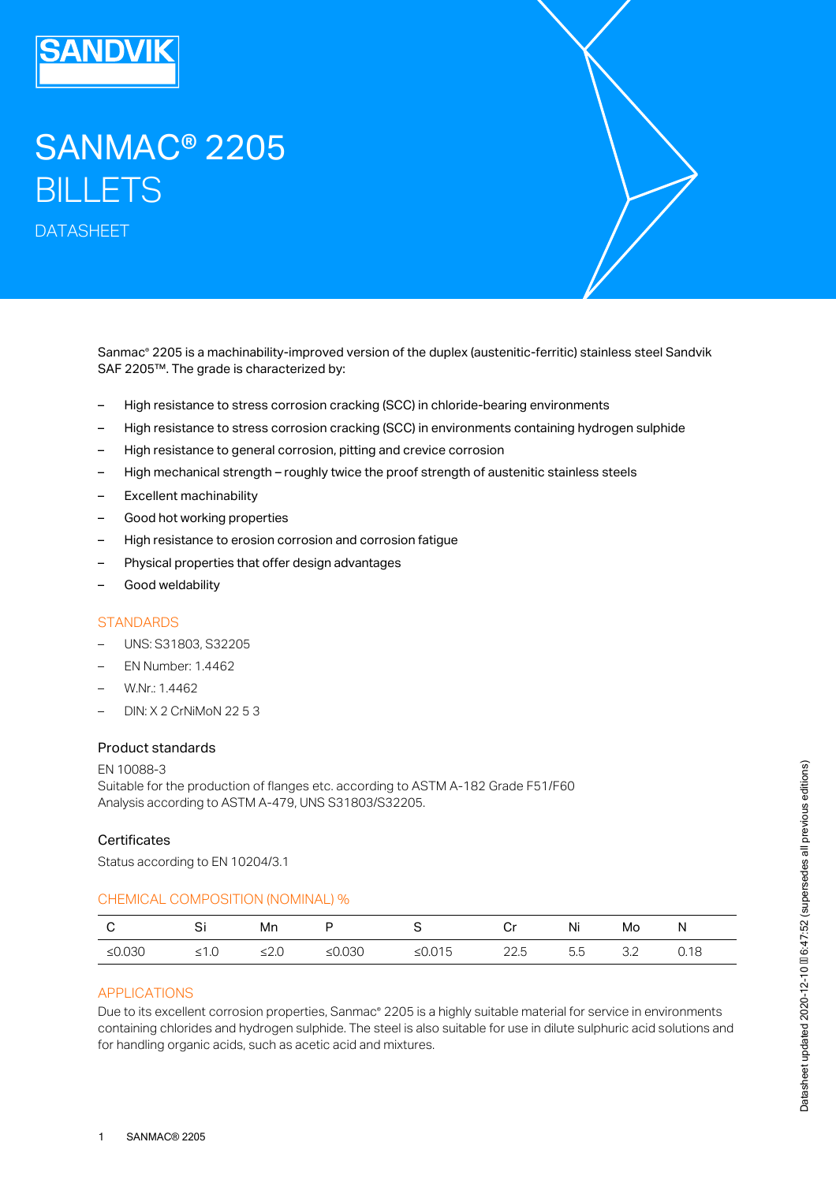# SANMAC® 2205 BILLETS

DATASHEET

Sanmac® 2205 is a machinability-improved version of the duplex (austenitic-ferritic) stainless steel Sandvik SAF 2205™. The grade is characterized by:

- High resistance to stress corrosion cracking (SCC) in chloride-bearing environments
- High resistance to stress corrosion cracking (SCC) in environments containing hydrogen sulphide
- High resistance to general corrosion, pitting and crevice corrosion
- High mechanical strength – roughly twice the proof strength of austenitic stainless steels
- Excellent machinability
- Good hot working properties
- High resistance to erosion corrosion and corrosion fatigue
- Physical properties that offer design advantages
- Good weldability

## STANDARDS

- UNS: S31803, S32205
- EN Number: 1.4462
- W.Nr.: 1.4462
- DIN: X 2 CrNiMoN 22 5 3

### Product standards

EN 10088-3
Suitable for the production of flanges etc. according to ASTM A-182 Grade F51/F60
Analysis according to ASTM A-479, UNS S31803/S32205.

### Certificates

Status according to EN 10204/3.1

## CHEMICAL COMPOSITION (NOMINAL) %

| C | Si | Mn | P | S | Cr | Ni | Mo | N |
|---|---|---|---|---|---|---|---|---|
| ≤0.030 | ≤1.0 | ≤2.0 | ≤0.030 | ≤0.015 | 22.5 | 5.5 | 3.2 | 0.18 |

## APPLICATIONS

Due to its excellent corrosion properties, Sanmac® 2205 is a highly suitable material for service in environments containing chlorides and hydrogen sulphide. The steel is also suitable for use in dilute sulphuric acid solutions and for handling organic acids, such as acetic acid and mixtures.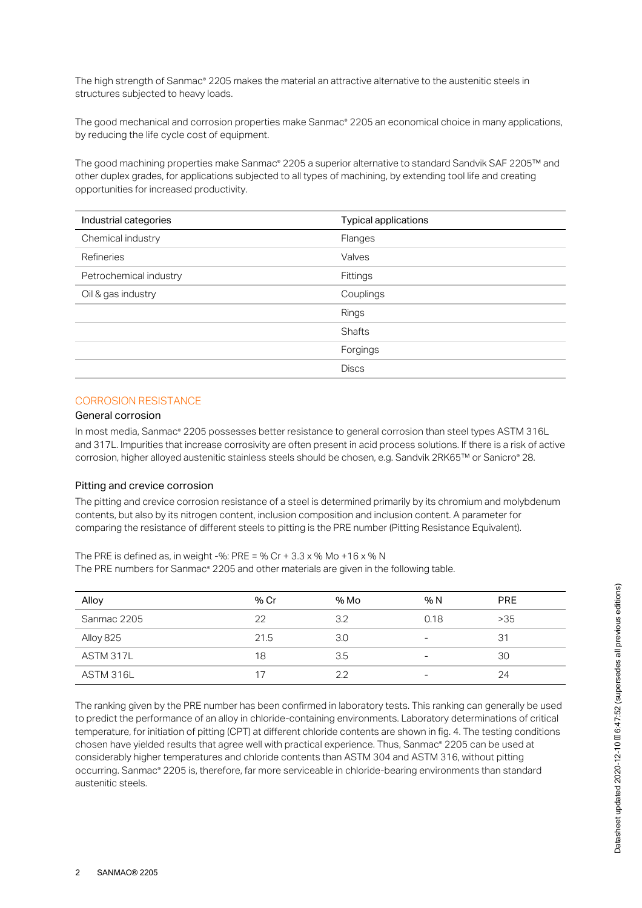The high strength of Sanmac® 2205 makes the material an attractive alternative to the austenitic steels in structures subjected to heavy loads.

The good mechanical and corrosion properties make Sanmac® 2205 an economical choice in many applications, by reducing the life cycle cost of equipment.

The good machining properties make Sanmac® 2205 a superior alternative to standard Sandvik SAF 2205™ and other duplex grades, for applications subjected to all types of machining, by extending tool life and creating opportunities for increased productivity.

| Industrial categories | Typical applications |
|---|---|
| Chemical industry | Flanges |
| Refineries | Valves |
| Petrochemical industry | Fittings |
| Oil & gas industry | Couplings |
| | Rings |
| | Shafts |
| | Forgings |
| | Discs |

## CORROSION RESISTANCE

### General corrosion

In most media, Sanmac® 2205 possesses better resistance to general corrosion than steel types ASTM 316L and 317L. Impurities that increase corrosivity are often present in acid process solutions. If there is a risk of active corrosion, higher alloyed austenitic stainless steels should be chosen, e.g. Sandvik 2RK65™ or Sanicro® 28.

### Pitting and crevice corrosion

The pitting and crevice corrosion resistance of a steel is determined primarily by its chromium and molybdenum contents, but also by its nitrogen content, inclusion composition and inclusion content. A parameter for comparing the resistance of different steels to pitting is the PRE number (Pitting Resistance Equivalent).

The PRE is defined as, in weight -%: $PRE = \%\,Cr + 3.3 \times \%\,Mo + 16 \times \%\,N$
The PRE numbers for Sanmac® 2205 and other materials are given in the following table.

| Alloy | % Cr | % Mo | % N | PRE |
|---|---|---|---|---|
| Sanmac 2205 | 22 | 3.2 | 0.18 | >35 |
| Alloy 825 | 21.5 | 3.0 | - | 31 |
| ASTM 317L | 18 | 3.5 | - | 30 |
| ASTM 316L | 17 | 2.2 | - | 24 |

The ranking given by the PRE number has been confirmed in laboratory tests. This ranking can generally be used to predict the performance of an alloy in chloride-containing environments. Laboratory determinations of critical temperature, for initiation of pitting (CPT) at different chloride contents are shown in fig. 4. The testing conditions chosen have yielded results that agree well with practical experience. Thus, Sanmac® 2205 can be used at considerably higher temperatures and chloride contents than ASTM 304 and ASTM 316, without pitting occurring. Sanmac® 2205 is, therefore, far more serviceable in chloride-bearing environments than standard austenitic steels.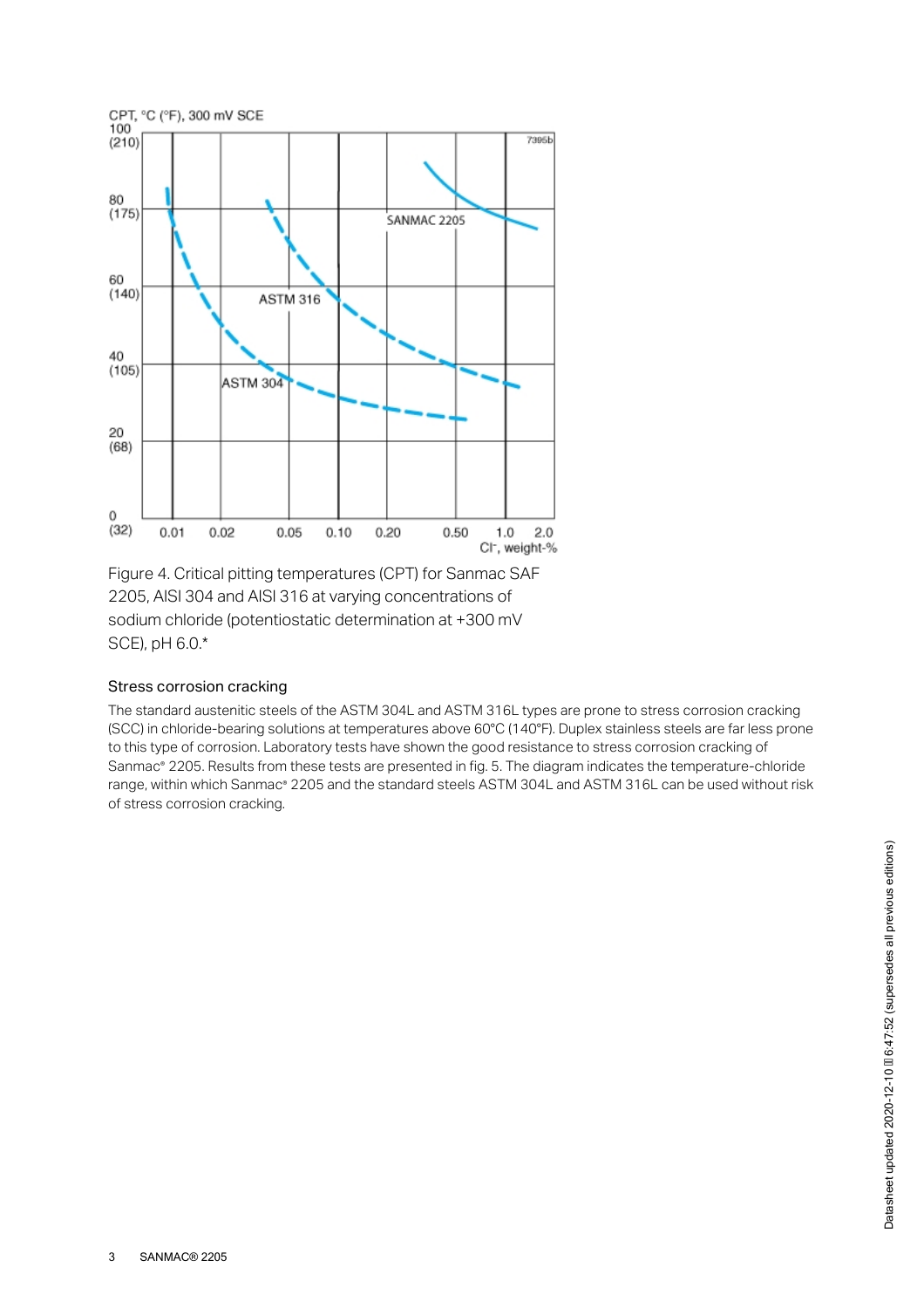Figure 4. Critical pitting temperatures (CPT) for Sanmac SAF 2205, AISI 304 and AISI 316 at varying concentrations of sodium chloride (potentiostatic determination at +300 mV SCE), pH 6.0.*

### Stress corrosion cracking

The standard austenitic steels of the ASTM 304L and ASTM 316L types are prone to stress corrosion cracking (SCC) in chloride-bearing solutions at temperatures above 60°C (140°F). Duplex stainless steels are far less prone to this type of corrosion. Laboratory tests have shown the good resistance to stress corrosion cracking of Sanmac® 2205. Results from these tests are presented in fig. 5. The diagram indicates the temperature-chloride range, within which Sanmac® 2205 and the standard steels ASTM 304L and ASTM 316L can be used without risk of stress corrosion cracking.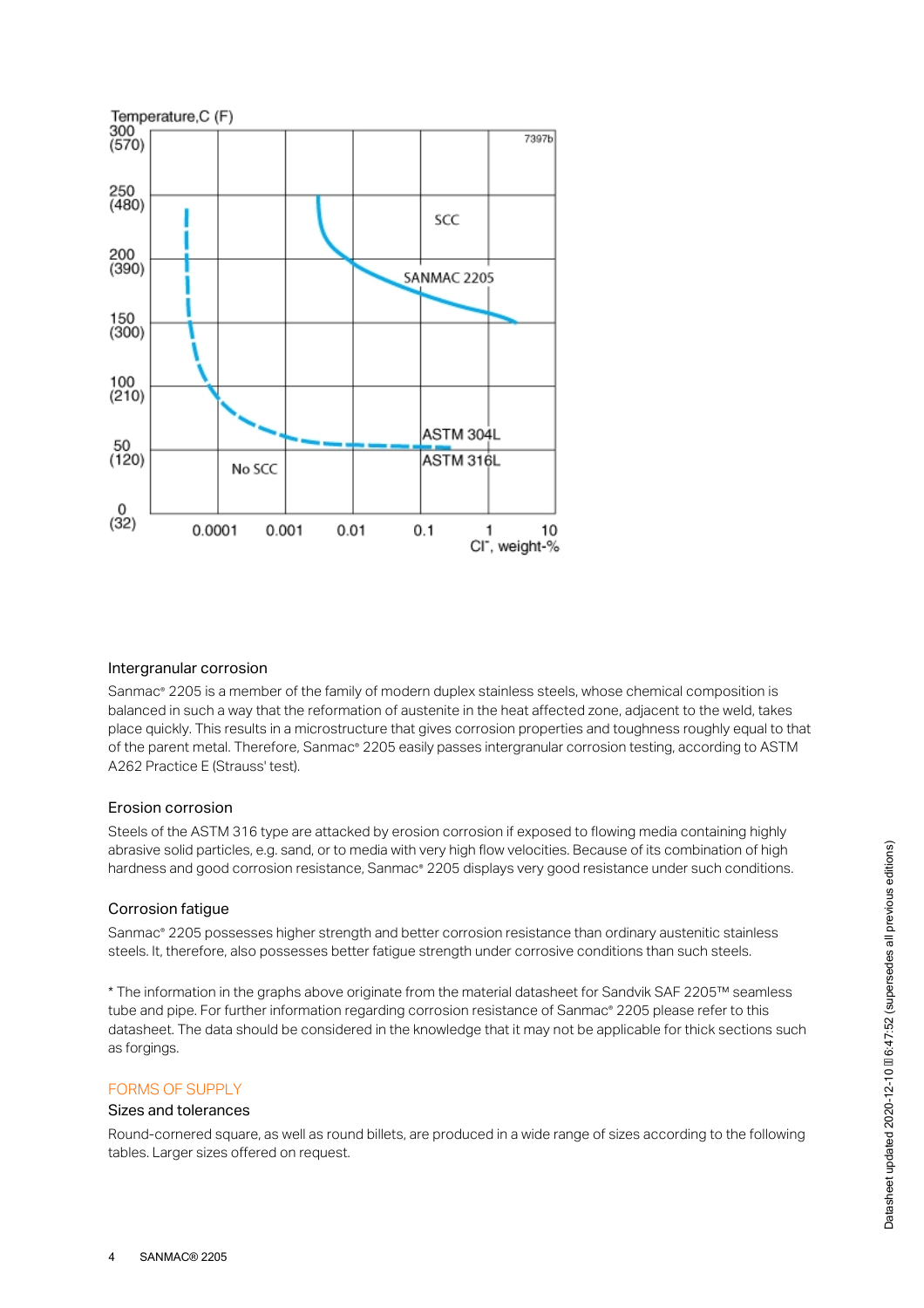## Intergranular corrosion

Sanmac® 2205 is a member of the family of modern duplex stainless steels, whose chemical composition is balanced in such a way that the reformation of austenite in the heat affected zone, adjacent to the weld, takes place quickly. This results in a microstructure that gives corrosion properties and toughness roughly equal to that of the parent metal. Therefore, Sanmac® 2205 easily passes intergranular corrosion testing, according to ASTM A262 Practice E (Strauss' test).

## Erosion corrosion

Steels of the ASTM 316 type are attacked by erosion corrosion if exposed to flowing media containing highly abrasive solid particles, e.g. sand, or to media with very high flow velocities. Because of its combination of high hardness and good corrosion resistance, Sanmac® 2205 displays very good resistance under such conditions.

## Corrosion fatigue

Sanmac® 2205 possesses higher strength and better corrosion resistance than ordinary austenitic stainless steels. It, therefore, also possesses better fatigue strength under corrosive conditions than such steels.

* The information in the graphs above originate from the material datasheet for Sandvik SAF 2205™ seamless tube and pipe. For further information regarding corrosion resistance of Sanmac® 2205 please refer to this datasheet. The data should be considered in the knowledge that it may not be applicable for thick sections such as forgings.

# FORMS OF SUPPLY

## Sizes and tolerances

Round-cornered square, as well as round billets, are produced in a wide range of sizes according to the following tables. Larger sizes offered on request.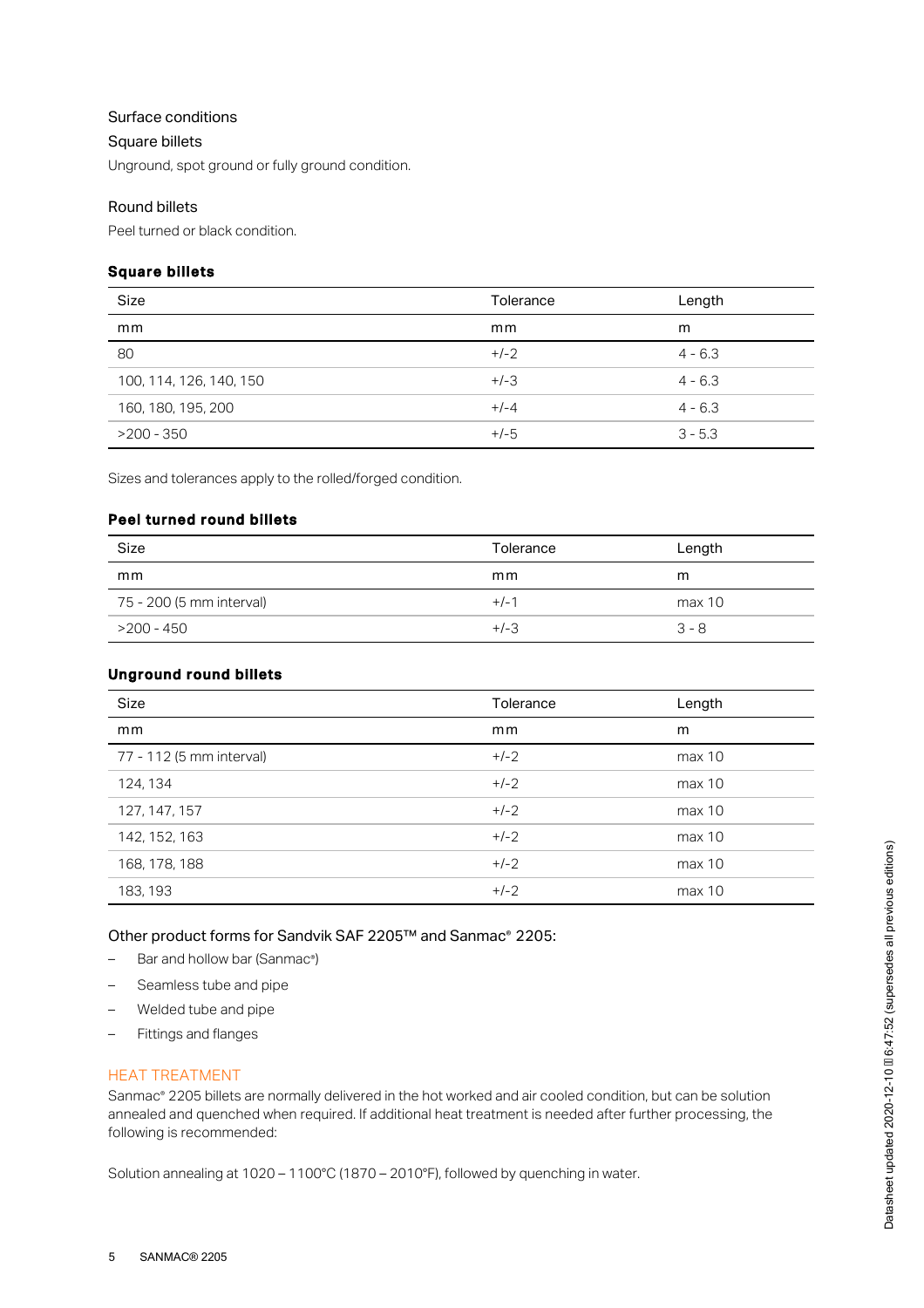Surface conditions

Square billets

Unground, spot ground or fully ground condition.

Round billets

Peel turned or black condition.

**Square billets**

| Size | Tolerance | Length |
| --- | --- | --- |
| mm | mm | m |
| 80 | +/-2 | 4 - 6.3 |
| 100, 114, 126, 140, 150 | +/-3 | 4 - 6.3 |
| 160, 180, 195, 200 | +/-4 | 4 - 6.3 |
| >200 - 350 | +/-5 | 3 - 5.3 |

Sizes and tolerances apply to the rolled/forged condition.

**Peel turned round billets**

| Size | Tolerance | Length |
| --- | --- | --- |
| mm | mm | m |
| 75 - 200 (5 mm interval) | +/-1 | max 10 |
| >200 - 450 | +/-3 | 3 - 8 |

**Unground round billets**

| Size | Tolerance | Length |
| --- | --- | --- |
| mm | mm | m |
| 77 - 112 (5 mm interval) | +/-2 | max 10 |
| 124, 134 | +/-2 | max 10 |
| 127, 147, 157 | +/-2 | max 10 |
| 142, 152, 163 | +/-2 | max 10 |
| 168, 178, 188 | +/-2 | max 10 |
| 183, 193 | +/-2 | max 10 |

Other product forms for Sandvik SAF 2205™ and Sanmac® 2205:

- Bar and hollow bar (Sanmac®)
- Seamless tube and pipe
- Welded tube and pipe
- Fittings and flanges

## HEAT TREATMENT

Sanmac® 2205 billets are normally delivered in the hot worked and air cooled condition, but can be solution annealed and quenched when required. If additional heat treatment is needed after further processing, the following is recommended:

Solution annealing at 1020 – 1100°C (1870 – 2010°F), followed by quenching in water.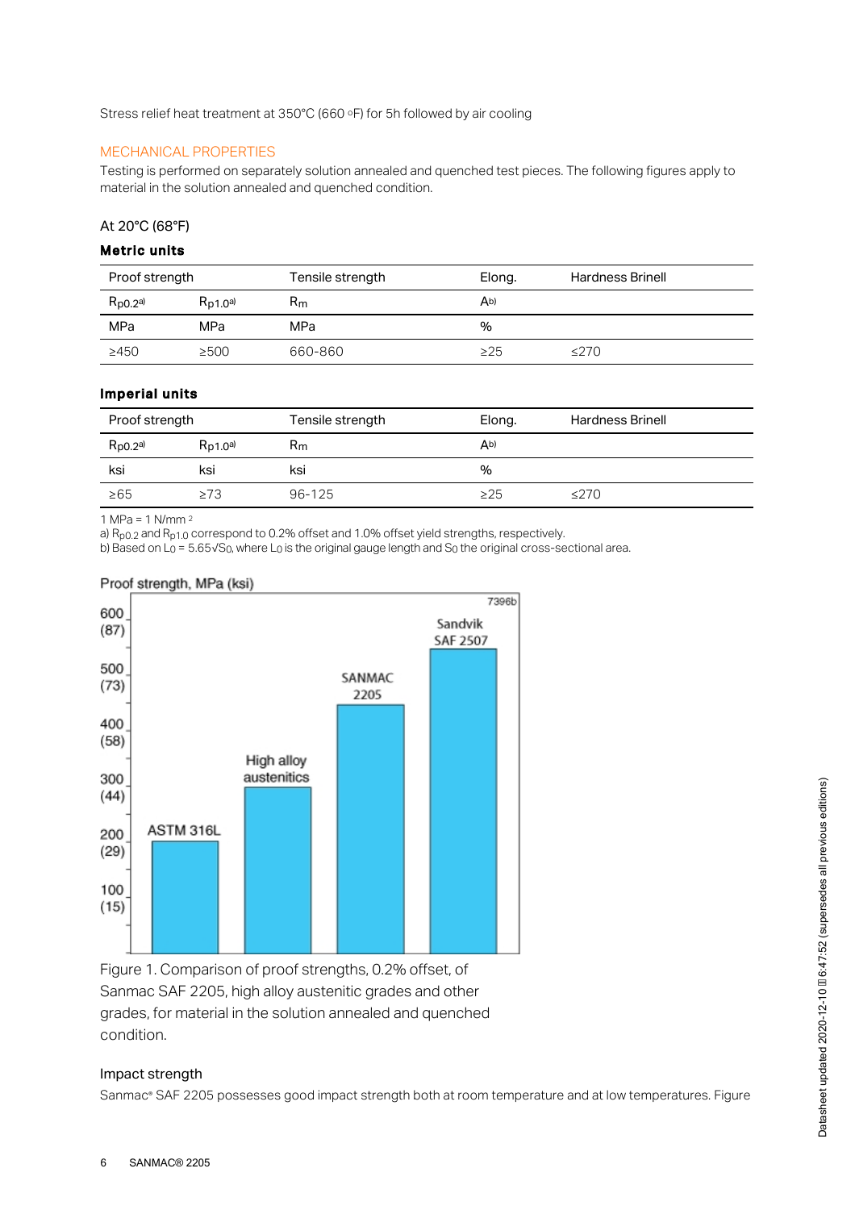Stress relief heat treatment at 350°C (660 °F) for 5h followed by air cooling

## MECHANICAL PROPERTIES

Testing is performed on separately solution annealed and quenched test pieces. The following figures apply to material in the solution annealed and quenched condition.

### At 20°C (68°F)

**Metric units**

| Proof strength | | Tensile strength | Elong. | Hardness Brinell |
|---|---|---|---|---|
| $R_{p0.2}$ a) | $R_{p1.0}$ a) | $R_m$ | A b) | |
| MPa | MPa | MPa | % | |
| ≥450 | ≥500 | 660-860 | ≥25 | ≤270 |

**Imperial units**

| Proof strength | | Tensile strength | Elong. | Hardness Brinell |
|---|---|---|---|---|
| $R_{p0.2}$ a) | $R_{p1.0}$ a) | $R_m$ | A b) | |
| ksi | ksi | ksi | % | |
| ≥65 | ≥73 | 96-125 | ≥25 | ≤270 |

1 MPa = 1 N/mm²

a) $R_{p0.2}$ and $R_{p1.0}$ correspond to 0.2% offset and 1.0% offset yield strengths, respectively.

b) Based on $L_0 = 5.65\sqrt{S_0}$, where $L_0$ is the original gauge length and $S_0$ the original cross-sectional area.

Figure 1. Comparison of proof strengths, 0.2% offset, of Sanmac SAF 2205, high alloy austenitic grades and other grades, for material in the solution annealed and quenched condition.

### Impact strength

Sanmac® SAF 2205 possesses good impact strength both at room temperature and at low temperatures. Figure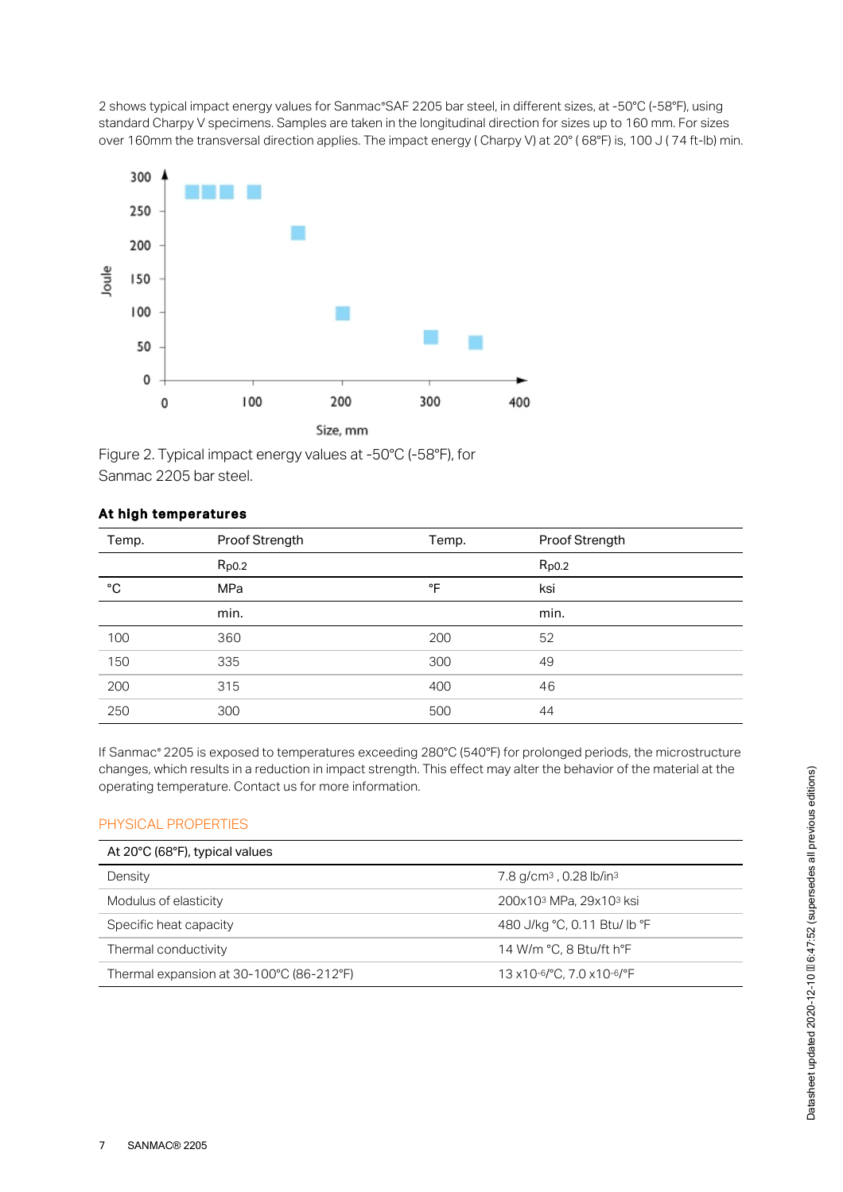2 shows typical impact energy values for Sanmac®SAF 2205 bar steel, in different sizes, at -50°C (-58°F), using standard Charpy V specimens. Samples are taken in the longitudinal direction for sizes up to 160 mm. For sizes over 160mm the transversal direction applies. The impact energy ( Charpy V) at 20° ( 68°F) is, 100 J ( 74 ft-lb) min.

Figure 2. Typical impact energy values at -50°C (-58°F), for Sanmac 2205 bar steel.

### At high temperatures

| Temp. | Proof Strength | Temp. | Proof Strength |
|---|---|---|---|
| | $R_{p0.2}$ | | $R_{p0.2}$ |
| °C | MPa | °F | ksi |
| | min. | | min. |
| 100 | 360 | 200 | 52 |
| 150 | 335 | 300 | 49 |
| 200 | 315 | 400 | 46 |
| 250 | 300 | 500 | 44 |

If Sanmac® 2205 is exposed to temperatures exceeding 280°C (540°F) for prolonged periods, the microstructure changes, which results in a reduction in impact strength. This effect may alter the behavior of the material at the operating temperature. Contact us for more information.

## PHYSICAL PROPERTIES

| At 20°C (68°F), typical values | |
|---|---|
| Density | 7.8 g/cm$^3$ , 0.28 lb/in$^3$ |
| Modulus of elasticity | 200x10$^3$ MPa, 29x10$^3$ ksi |
| Specific heat capacity | 480 J/kg °C, 0.11 Btu/ lb °F |
| Thermal conductivity | 14 W/m °C, 8 Btu/ft h°F |
| Thermal expansion at 30-100°C (86-212°F) | 13 x10$^{-6}$/°C, 7.0 x10$^{-6}$/°F |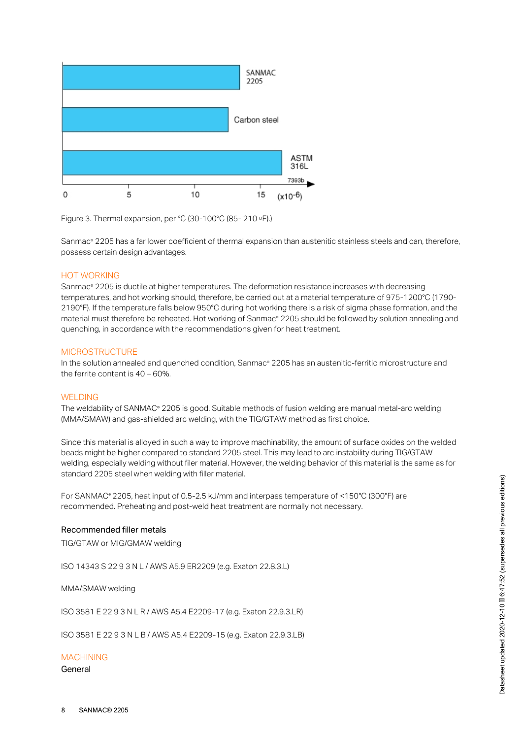Figure 3. Thermal expansion, per °C (30-100°C (85- 210 °F).)

Sanmac® 2205 has a far lower coefficient of thermal expansion than austenitic stainless steels and can, therefore, possess certain design advantages.

## HOT WORKING

Sanmac® 2205 is ductile at higher temperatures. The deformation resistance increases with decreasing temperatures, and hot working should, therefore, be carried out at a material temperature of 975-1200°C (1790-2190°F). If the temperature falls below 950°C during hot working there is a risk of sigma phase formation, and the material must therefore be reheated. Hot working of Sanmac® 2205 should be followed by solution annealing and quenching, in accordance with the recommendations given for heat treatment.

## MICROSTRUCTURE

In the solution annealed and quenched condition, Sanmac® 2205 has an austenitic-ferritic microstructure and the ferrite content is 40 – 60%.

## WELDING

The weldability of SANMAC® 2205 is good. Suitable methods of fusion welding are manual metal-arc welding (MMA/SMAW) and gas-shielded arc welding, with the TIG/GTAW method as first choice.

Since this material is alloyed in such a way to improve machinability, the amount of surface oxides on the welded beads might be higher compared to standard 2205 steel. This may lead to arc instability during TIG/GTAW welding, especially welding without filer material. However, the welding behavior of this material is the same as for standard 2205 steel when welding with filler material.

For SANMAC® 2205, heat input of 0.5-2.5 kJ/mm and interpass temperature of <150°C (300°F) are recommended. Preheating and post-weld heat treatment are normally not necessary.

### Recommended filler metals

TIG/GTAW or MIG/GMAW welding

ISO 14343 S 22 9 3 N L / AWS A5.9 ER2209 (e.g. Exaton 22.8.3.L)

MMA/SMAW welding

ISO 3581 E 22 9 3 N L R / AWS A5.4 E2209-17 (e.g. Exaton 22.9.3.LR)

ISO 3581 E 22 9 3 N L B / AWS A5.4 E2209-15 (e.g. Exaton 22.9.3.LB)

## MACHINING

### General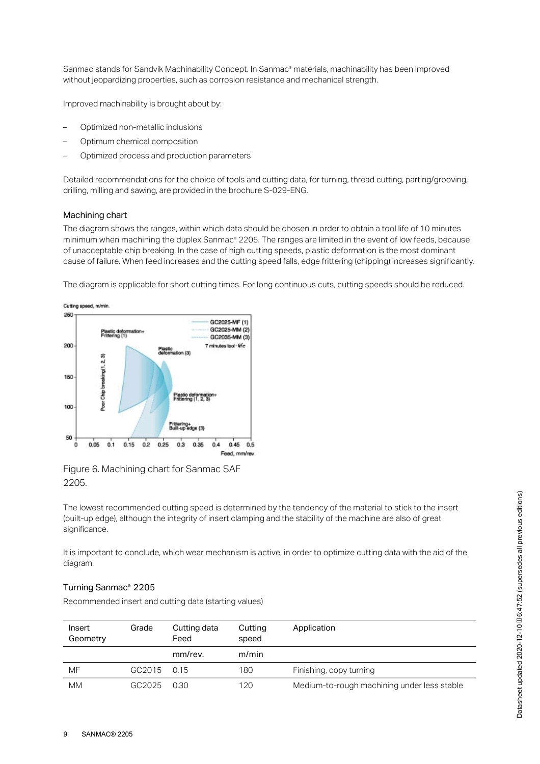Sanmac stands for Sandvik Machinability Concept. In Sanmac® materials, machinability has been improved without jeopardizing properties, such as corrosion resistance and mechanical strength.

Improved machinability is brought about by:

- Optimized non-metallic inclusions
- Optimum chemical composition
- Optimized process and production parameters

Detailed recommendations for the choice of tools and cutting data, for turning, thread cutting, parting/grooving, drilling, milling and sawing, are provided in the brochure S-029-ENG.

### Machining chart

The diagram shows the ranges, within which data should be chosen in order to obtain a tool life of 10 minutes minimum when machining the duplex Sanmac® 2205. The ranges are limited in the event of low feeds, because of unacceptable chip breaking. In the case of high cutting speeds, plastic deformation is the most dominant cause of failure. When feed increases and the cutting speed falls, edge frittering (chipping) increases significantly.

The diagram is applicable for short cutting times. For long continuous cuts, cutting speeds should be reduced.

Figure 6. Machining chart for Sanmac SAF 2205.

The lowest recommended cutting speed is determined by the tendency of the material to stick to the insert (built-up edge), although the integrity of insert clamping and the stability of the machine are also of great significance.

It is important to conclude, which wear mechanism is active, in order to optimize cutting data with the aid of the diagram.

### Turning Sanmac® 2205

Recommended insert and cutting data (starting values)

| Insert Geometry | Grade | Cutting data Feed | Cutting speed | Application |
|---|---|---|---|---|
| | | mm/rev. | m/min | |
| MF | GC2015 | 0.15 | 180 | Finishing, copy turning |
| MM | GC2025 | 0.30 | 120 | Medium-to-rough machining under less stable |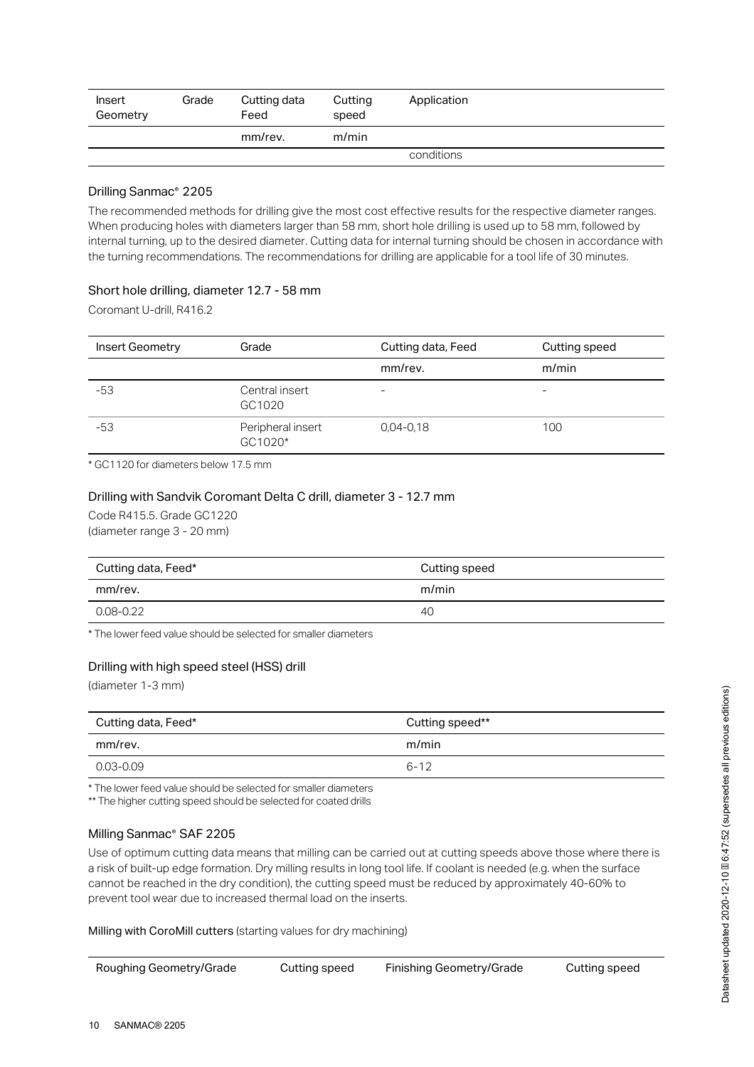| Insert Geometry | Grade | Cutting data Feed | Cutting speed | Application |
| --- | --- | --- | --- | --- |
| | | mm/rev. | m/min | |
| | | | | conditions |

### Drilling Sanmac® 2205

The recommended methods for drilling give the most cost effective results for the respective diameter ranges. When producing holes with diameters larger than 58 mm, short hole drilling is used up to 58 mm, followed by internal turning, up to the desired diameter. Cutting data for internal turning should be chosen in accordance with the turning recommendations. The recommendations for drilling are applicable for a tool life of 30 minutes.

#### Short hole drilling, diameter 12.7 - 58 mm

Coromant U-drill, R416.2

| Insert Geometry | Grade | Cutting data, Feed | Cutting speed |
| --- | --- | --- | --- |
| | | mm/rev. | m/min |
| -53 | Central insert GC1020 | - | - |
| -53 | Peripheral insert GC1020* | 0,04-0,18 | 100 |

* GC1120 for diameters below 17.5 mm

#### Drilling with Sandvik Coromant Delta C drill, diameter 3 - 12.7 mm

Code R415.5. Grade GC1220
(diameter range 3 - 20 mm)

| Cutting data, Feed* | Cutting speed |
| --- | --- |
| mm/rev. | m/min |
| 0.08-0.22 | 40 |

* The lower feed value should be selected for smaller diameters

#### Drilling with high speed steel (HSS) drill

(diameter 1-3 mm)

| Cutting data, Feed* | Cutting speed** |
| --- | --- |
| mm/rev. | m/min |
| 0.03-0.09 | 6-12 |

* The lower feed value should be selected for smaller diameters
** The higher cutting speed should be selected for coated drills

### Milling Sanmac® SAF 2205

Use of optimum cutting data means that milling can be carried out at cutting speeds above those where there is a risk of built-up edge formation. Dry milling results in long tool life. If coolant is needed (e.g. when the surface cannot be reached in the dry condition), the cutting speed must be reduced by approximately 40-60% to prevent tool wear due to increased thermal load on the inserts.

**Milling with CoroMill cutters** (starting values for dry machining)

| Roughing Geometry/Grade | Cutting speed | Finishing Geometry/Grade | Cutting speed |
| --- | --- | --- | --- |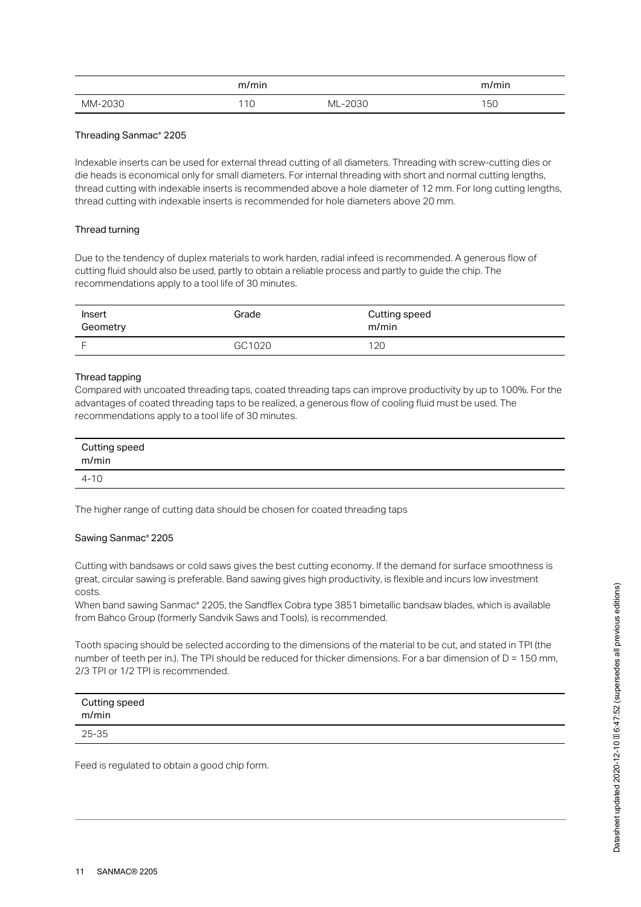| | m/min | | m/min |
|---|---|---|---|
| MM-2030 | 110 | ML-2030 | 150 |

### Threading Sanmac® 2205

Indexable inserts can be used for external thread cutting of all diameters. Threading with screw-cutting dies or die heads is economical only for small diameters. For internal threading with short and normal cutting lengths, thread cutting with indexable inserts is recommended above a hole diameter of 12 mm. For long cutting lengths, thread cutting with indexable inserts is recommended for hole diameters above 20 mm.

#### Thread turning

Due to the tendency of duplex materials to work harden, radial infeed is recommended. A generous flow of cutting fluid should also be used, partly to obtain a reliable process and partly to guide the chip. The recommendations apply to a tool life of 30 minutes.

| Insert Geometry | Grade | Cutting speed m/min |
|---|---|---|
| F | GC1020 | 120 |

#### Thread tapping

Compared with uncoated threading taps, coated threading taps can improve productivity by up to 100%. For the advantages of coated threading taps to be realized, a generous flow of cooling fluid must be used. The recommendations apply to a tool life of 30 minutes.

| Cutting speed m/min |
|---|
| 4-10 |

The higher range of cutting data should be chosen for coated threading taps

### Sawing Sanmac® 2205

Cutting with bandsaws or cold saws gives the best cutting economy. If the demand for surface smoothness is great, circular sawing is preferable. Band sawing gives high productivity, is flexible and incurs low investment costs.
When band sawing Sanmac® 2205, the Sandflex Cobra type 3851 bimetallic bandsaw blades, which is available from Bahco Group (formerly Sandvik Saws and Tools), is recommended.

Tooth spacing should be selected according to the dimensions of the material to be cut, and stated in TPI (the number of teeth per in.). The TPI should be reduced for thicker dimensions. For a bar dimension of D = 150 mm, 2/3 TPI or 1/2 TPI is recommended.

| Cutting speed m/min |
|---|
| 25-35 |

Feed is regulated to obtain a good chip form.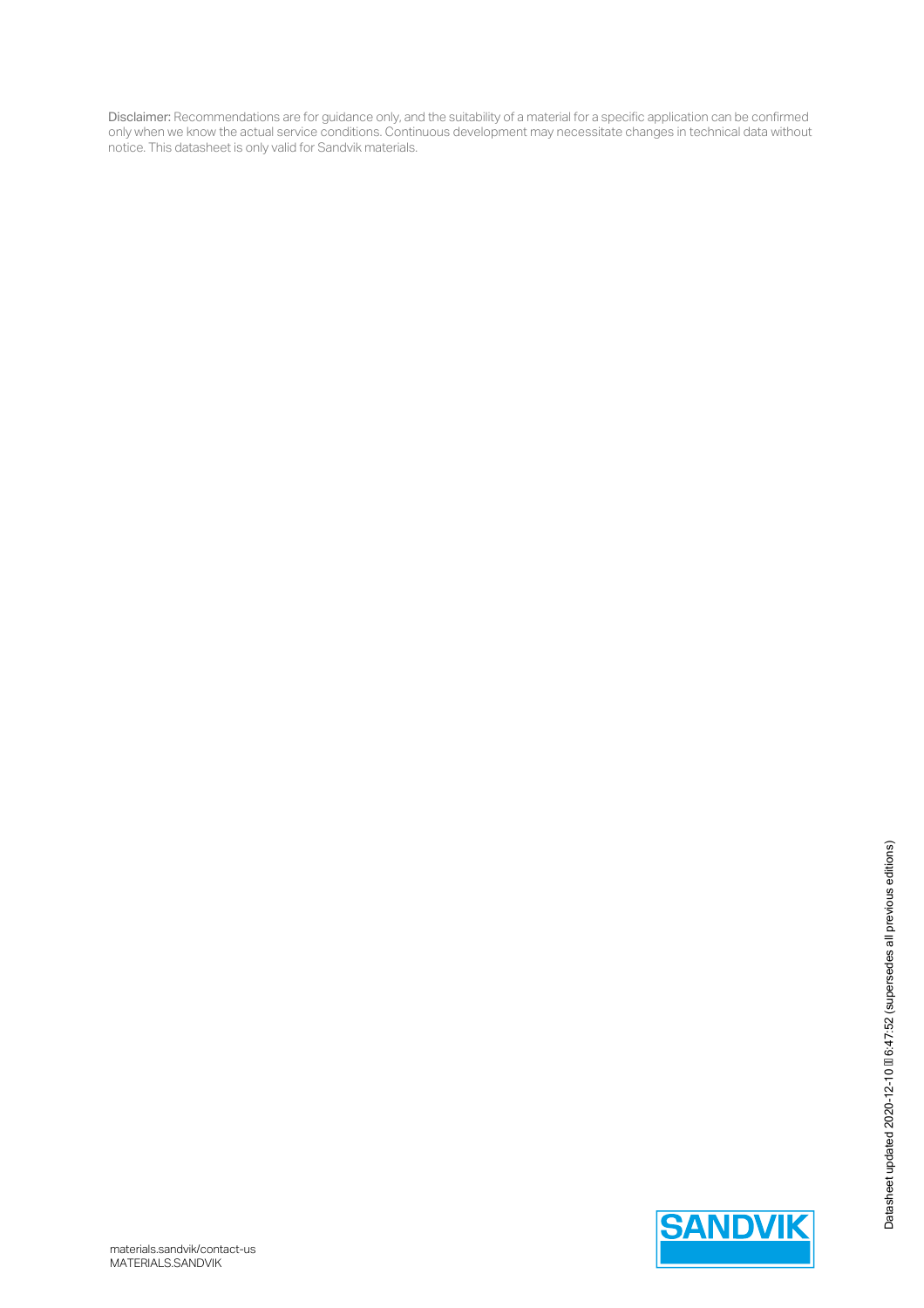**Disclaimer:** Recommendations are for guidance only, and the suitability of a material for a specific application can be confirmed only when we know the actual service conditions. Continuous development may necessitate changes in technical data without notice. This datasheet is only valid for Sandvik materials.

materials.sandvik/contact-us
MATERIALS.SANDVIK

SANDVIK

Datasheet updated 2020-12-10 16:47:52 (supersedes all previous editions)